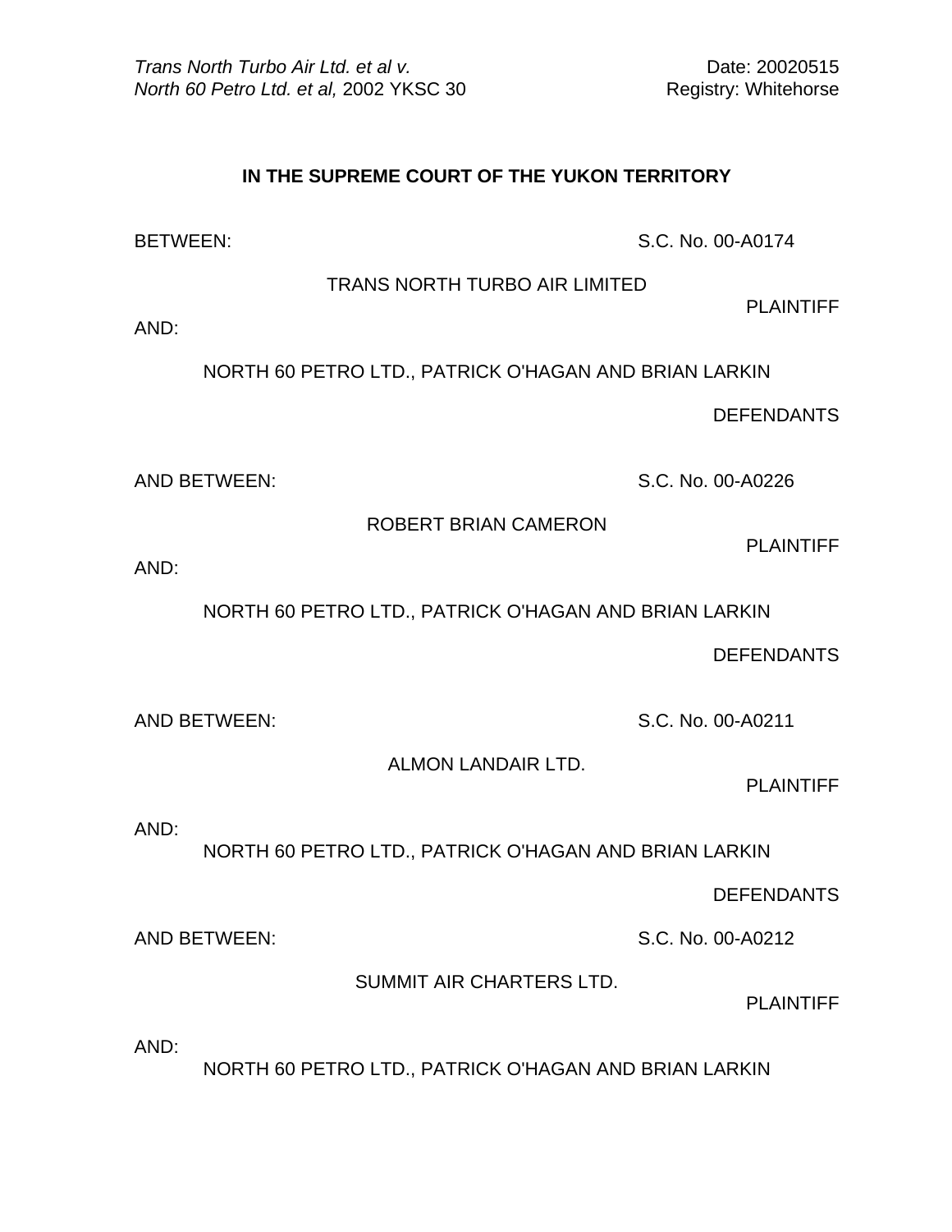*Trans North Turbo Air Ltd. et al v. North 60 Petro Ltd. et al,* 2002 YKSC 30

Date: 20020515
Registry: Whitehorse

**IN THE SUPREME COURT OF THE YUKON TERRITORY**

BETWEEN: S.C. No. 00-A0174

TRANS NORTH TURBO AIR LIMITED

PLAINTIFF

AND:

NORTH 60 PETRO LTD., PATRICK O'HAGAN AND BRIAN LARKIN

DEFENDANTS

AND BETWEEN: S.C. No. 00-A0226

ROBERT BRIAN CAMERON

PLAINTIFF

AND:

NORTH 60 PETRO LTD., PATRICK O'HAGAN AND BRIAN LARKIN

DEFENDANTS

AND BETWEEN: S.C. No. 00-A0211

ALMON LANDAIR LTD.

PLAINTIFF

AND:

NORTH 60 PETRO LTD., PATRICK O'HAGAN AND BRIAN LARKIN

DEFENDANTS

AND BETWEEN: S.C. No. 00-A0212

SUMMIT AIR CHARTERS LTD.

PLAINTIFF

AND:

NORTH 60 PETRO LTD., PATRICK O'HAGAN AND BRIAN LARKIN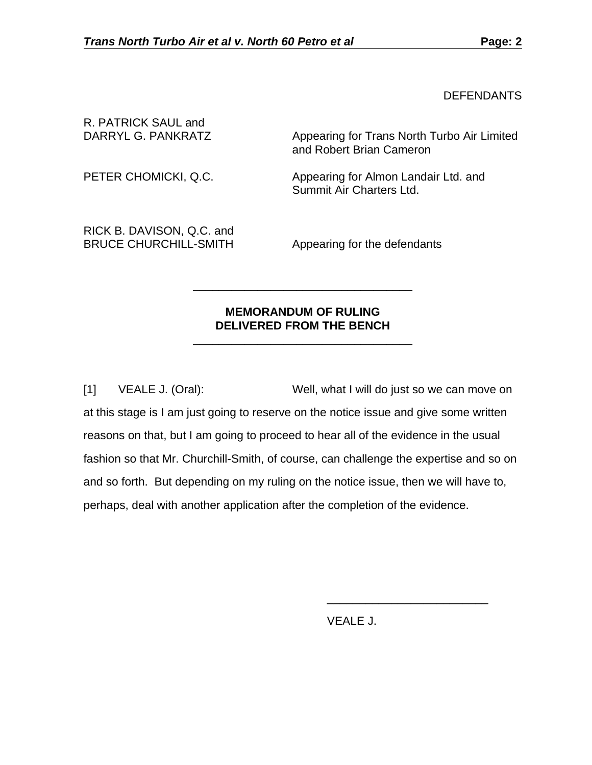DEFENDANTS

| | |
|---|---|
| R. PATRICK SAUL and DARRYL G. PANKRATZ | Appearing for Trans North Turbo Air Limited and Robert Brian Cameron |
| PETER CHOMICKI, Q.C. | Appearing for Almon Landair Ltd. and Summit Air Charters Ltd. |
| RICK B. DAVISON, Q.C. and BRUCE CHURCHILL-SMITH | Appearing for the defendants |

---

**MEMORANDUM OF RULING**
**DELIVERED FROM THE BENCH**

---

[1] VEALE J. (Oral): Well, what I will do just so we can move on at this stage is I am just going to reserve on the notice issue and give some written reasons on that, but I am going to proceed to hear all of the evidence in the usual fashion so that Mr. Churchill-Smith, of course, can challenge the expertise and so on and so forth. But depending on my ruling on the notice issue, then we will have to, perhaps, deal with another application after the completion of the evidence.

___________________________

VEALE J.